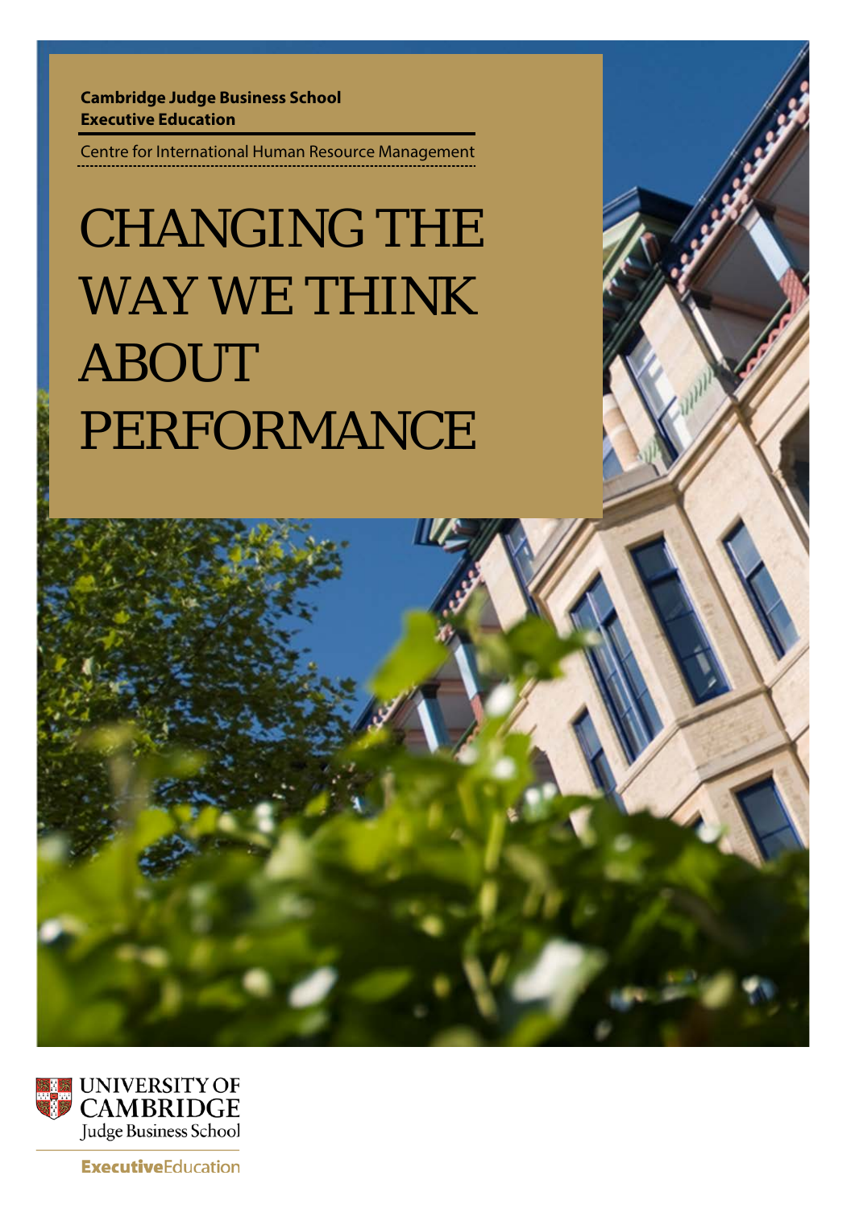**Cambridge Judge Business School**
**Executive Education**

Centre for International Human Resource Management

# CHANGING THE WAY WE THINK ABOUT PERFORMANCE

UNIVERSITY OF CAMBRIDGE
Judge Business School

**Executive**Education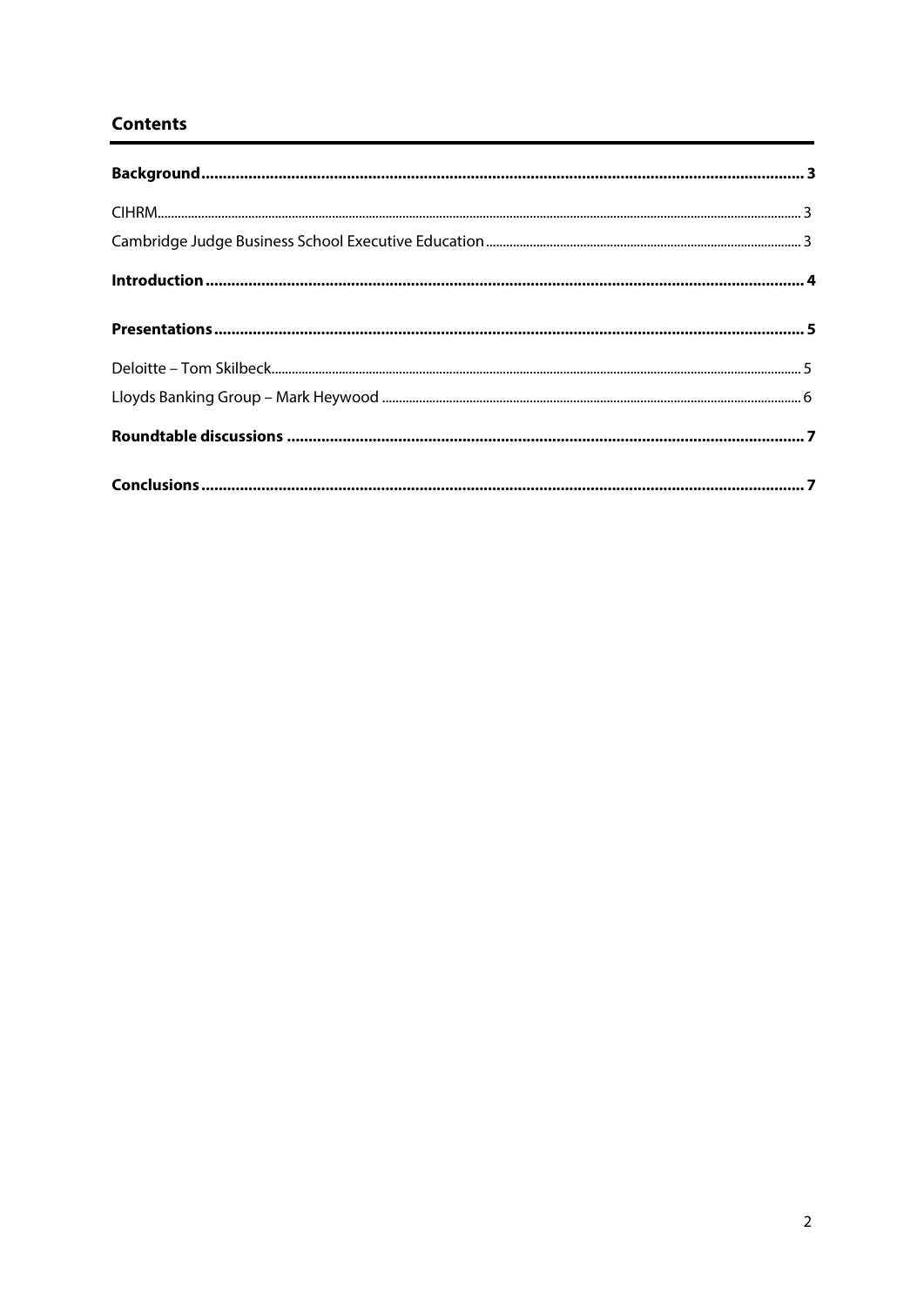## Contents

**Background** ........................................................................................................................................ **3**

CIHRM........................................................................................................................................................ 3

Cambridge Judge Business School Executive Education ............................................................................ 3

**Introduction** ....................................................................................................................................... **4**

**Presentations** ..................................................................................................................................... **5**

Deloitte – Tom Skilbeck............................................................................................................................... 5

Lloyds Banking Group – Mark Heywood ..................................................................................................... 6

**Roundtable discussions** ..................................................................................................................... **7**

**Conclusions** ....................................................................................................................................... **7**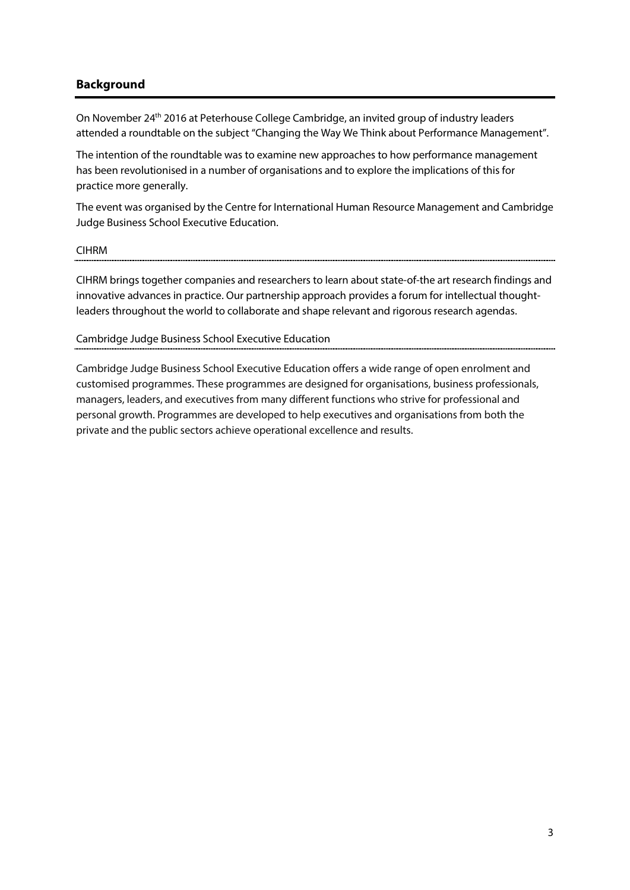## Background

On November 24th 2016 at Peterhouse College Cambridge, an invited group of industry leaders attended a roundtable on the subject "Changing the Way We Think about Performance Management".

The intention of the roundtable was to examine new approaches to how performance management has been revolutionised in a number of organisations and to explore the implications of this for practice more generally.

The event was organised by the Centre for International Human Resource Management and Cambridge Judge Business School Executive Education.

### CIHRM

CIHRM brings together companies and researchers to learn about state-of-the art research findings and innovative advances in practice. Our partnership approach provides a forum for intellectual thought-leaders throughout the world to collaborate and shape relevant and rigorous research agendas.

### Cambridge Judge Business School Executive Education

Cambridge Judge Business School Executive Education offers a wide range of open enrolment and customised programmes. These programmes are designed for organisations, business professionals, managers, leaders, and executives from many different functions who strive for professional and personal growth. Programmes are developed to help executives and organisations from both the private and the public sectors achieve operational excellence and results.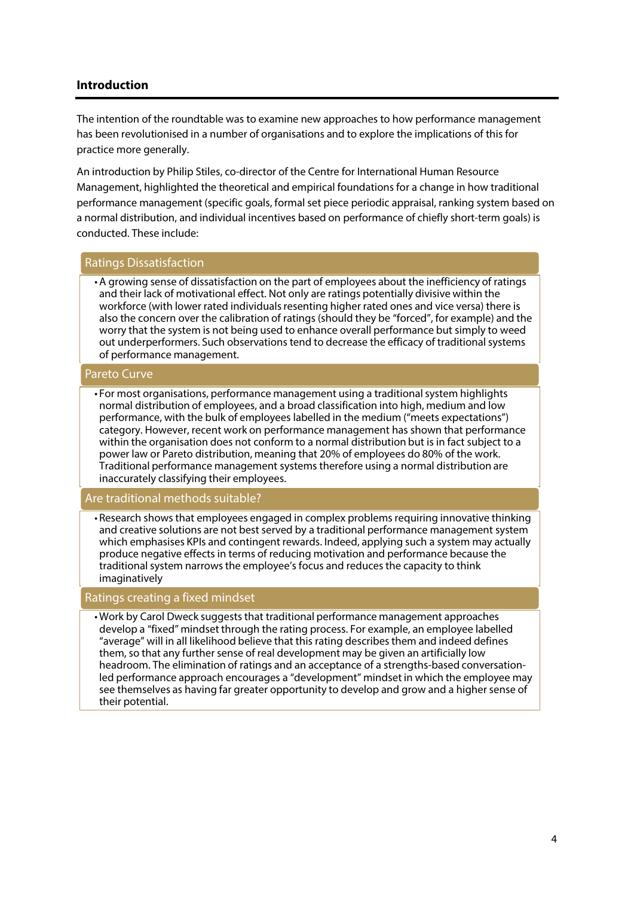## Introduction

The intention of the roundtable was to examine new approaches to how performance management has been revolutionised in a number of organisations and to explore the implications of this for practice more generally.

An introduction by Philip Stiles, co-director of the Centre for International Human Resource Management, highlighted the theoretical and empirical foundations for a change in how traditional performance management (specific goals, formal set piece periodic appraisal, ranking system based on a normal distribution, and individual incentives based on performance of chiefly short-term goals) is conducted. These include:

### Ratings Dissatisfaction

- A growing sense of dissatisfaction on the part of employees about the inefficiency of ratings and their lack of motivational effect. Not only are ratings potentially divisive within the workforce (with lower rated individuals resenting higher rated ones and vice versa) there is also the concern over the calibration of ratings (should they be "forced", for example) and the worry that the system is not being used to enhance overall performance but simply to weed out underperformers. Such observations tend to decrease the efficacy of traditional systems of performance management.

### Pareto Curve

- For most organisations, performance management using a traditional system highlights normal distribution of employees, and a broad classification into high, medium and low performance, with the bulk of employees labelled in the medium ("meets expectations") category. However, recent work on performance management has shown that performance within the organisation does not conform to a normal distribution but is in fact subject to a power law or Pareto distribution, meaning that 20% of employees do 80% of the work. Traditional performance management systems therefore using a normal distribution are inaccurately classifying their employees.

### Are traditional methods suitable?

- Research shows that employees engaged in complex problems requiring innovative thinking and creative solutions are not best served by a traditional performance management system which emphasises KPIs and contingent rewards. Indeed, applying such a system may actually produce negative effects in terms of reducing motivation and performance because the traditional system narrows the employee's focus and reduces the capacity to think imaginatively

### Ratings creating a fixed mindset

- Work by Carol Dweck suggests that traditional performance management approaches develop a "fixed" mindset through the rating process. For example, an employee labelled "average" will in all likelihood believe that this rating describes them and indeed defines them, so that any further sense of real development may be given an artificially low headroom. The elimination of ratings and an acceptance of a strengths-based conversation-led performance approach encourages a "development" mindset in which the employee may see themselves as having far greater opportunity to develop and grow and a higher sense of their potential.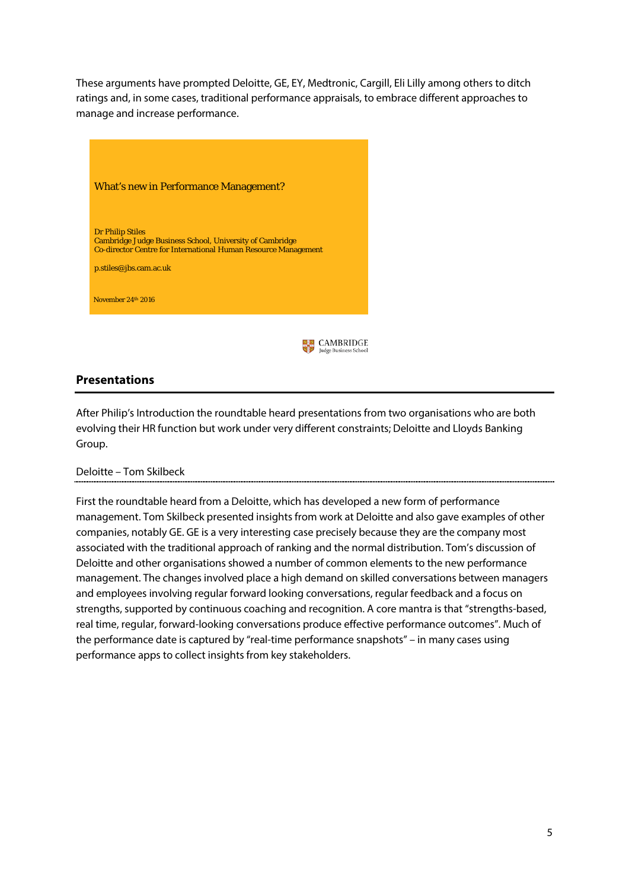These arguments have prompted Deloitte, GE, EY, Medtronic, Cargill, Eli Lilly among others to ditch ratings and, in some cases, traditional performance appraisals, to embrace different approaches to manage and increase performance.

What's new in Performance Management?

Dr Philip Stiles
Cambridge Judge Business School, University of Cambridge
Co-director Centre for International Human Resource Management

p.stiles@jbs.cam.ac.uk

November 24th 2016

CAMBRIDGE
Judge Business School

## Presentations

After Philip's Introduction the roundtable heard presentations from two organisations who are both evolving their HR function but work under very different constraints; Deloitte and Lloyds Banking Group.

### Deloitte – Tom Skilbeck

First the roundtable heard from a Deloitte, which has developed a new form of performance management. Tom Skilbeck presented insights from work at Deloitte and also gave examples of other companies, notably GE. GE is a very interesting case precisely because they are the company most associated with the traditional approach of ranking and the normal distribution. Tom's discussion of Deloitte and other organisations showed a number of common elements to the new performance management. The changes involved place a high demand on skilled conversations between managers and employees involving regular forward looking conversations, regular feedback and a focus on strengths, supported by continuous coaching and recognition. A core mantra is that "strengths-based, real time, regular, forward-looking conversations produce effective performance outcomes". Much of the performance date is captured by "real-time performance snapshots" – in many cases using performance apps to collect insights from key stakeholders.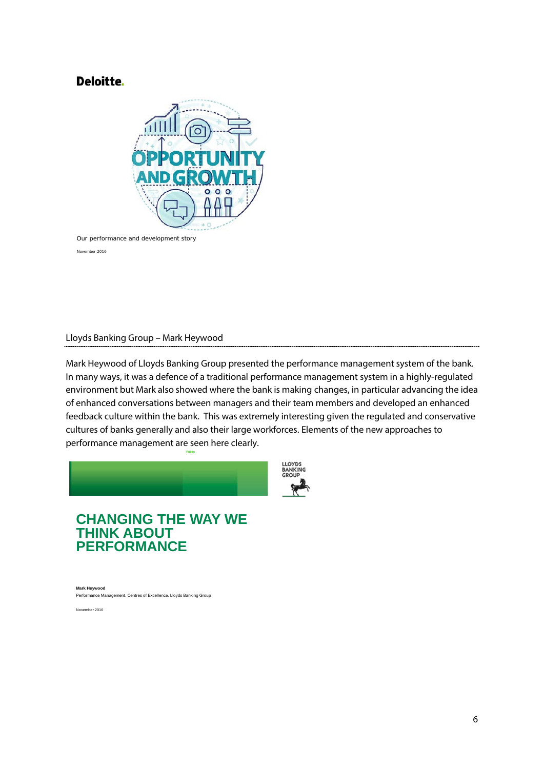Deloitte.

OPPORTUNITY AND GROWTH

Our performance and development story

November 2016

## Lloyds Banking Group – Mark Heywood

Mark Heywood of Lloyds Banking Group presented the performance management system of the bank. In many ways, it was a defence of a traditional performance management system in a highly-regulated environment but Mark also showed where the bank is making changes, in particular advancing the idea of enhanced conversations between managers and their team members and developed an enhanced feedback culture within the bank. This was extremely interesting given the regulated and conservative cultures of banks generally and also their large workforces. Elements of the new approaches to performance management are seen here clearly.

Public

LLOYDS BANKING GROUP

# CHANGING THE WAY WE THINK ABOUT PERFORMANCE

**Mark Heywood**
Performance Management, Centres of Excellence, Lloyds Banking Group

November 2016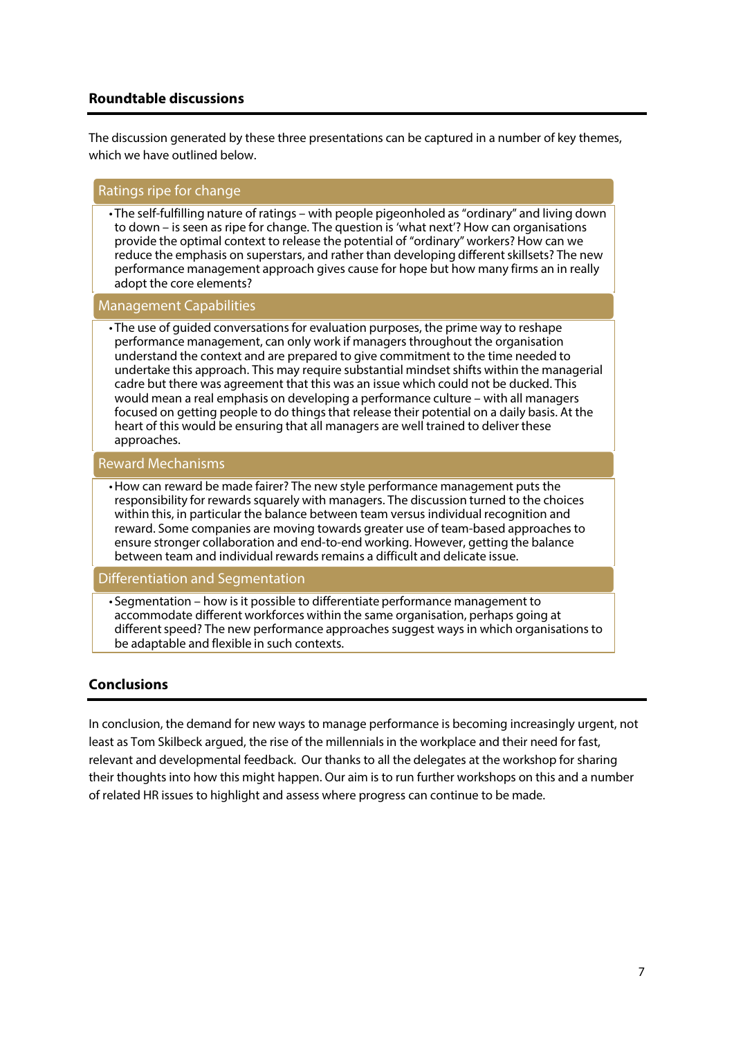## Roundtable discussions

The discussion generated by these three presentations can be captured in a number of key themes, which we have outlined below.

### Ratings ripe for change

- The self-fulfilling nature of ratings – with people pigeonholed as "ordinary" and living down to down – is seen as ripe for change. The question is 'what next'? How can organisations provide the optimal context to release the potential of "ordinary" workers? How can we reduce the emphasis on superstars, and rather than developing different skillsets? The new performance management approach gives cause for hope but how many firms an in really adopt the core elements?

### Management Capabilities

- The use of guided conversations for evaluation purposes, the prime way to reshape performance management, can only work if managers throughout the organisation understand the context and are prepared to give commitment to the time needed to undertake this approach. This may require substantial mindset shifts within the managerial cadre but there was agreement that this was an issue which could not be ducked. This would mean a real emphasis on developing a performance culture – with all managers focused on getting people to do things that release their potential on a daily basis. At the heart of this would be ensuring that all managers are well trained to deliver these approaches.

### Reward Mechanisms

- How can reward be made fairer? The new style performance management puts the responsibility for rewards squarely with managers. The discussion turned to the choices within this, in particular the balance between team versus individual recognition and reward. Some companies are moving towards greater use of team-based approaches to ensure stronger collaboration and end-to-end working. However, getting the balance between team and individual rewards remains a difficult and delicate issue.

### Differentiation and Segmentation

- Segmentation – how is it possible to differentiate performance management to accommodate different workforces within the same organisation, perhaps going at different speed? The new performance approaches suggest ways in which organisations to be adaptable and flexible in such contexts.

## Conclusions

In conclusion, the demand for new ways to manage performance is becoming increasingly urgent, not least as Tom Skilbeck argued, the rise of the millennials in the workplace and their need for fast, relevant and developmental feedback. Our thanks to all the delegates at the workshop for sharing their thoughts into how this might happen. Our aim is to run further workshops on this and a number of related HR issues to highlight and assess where progress can continue to be made.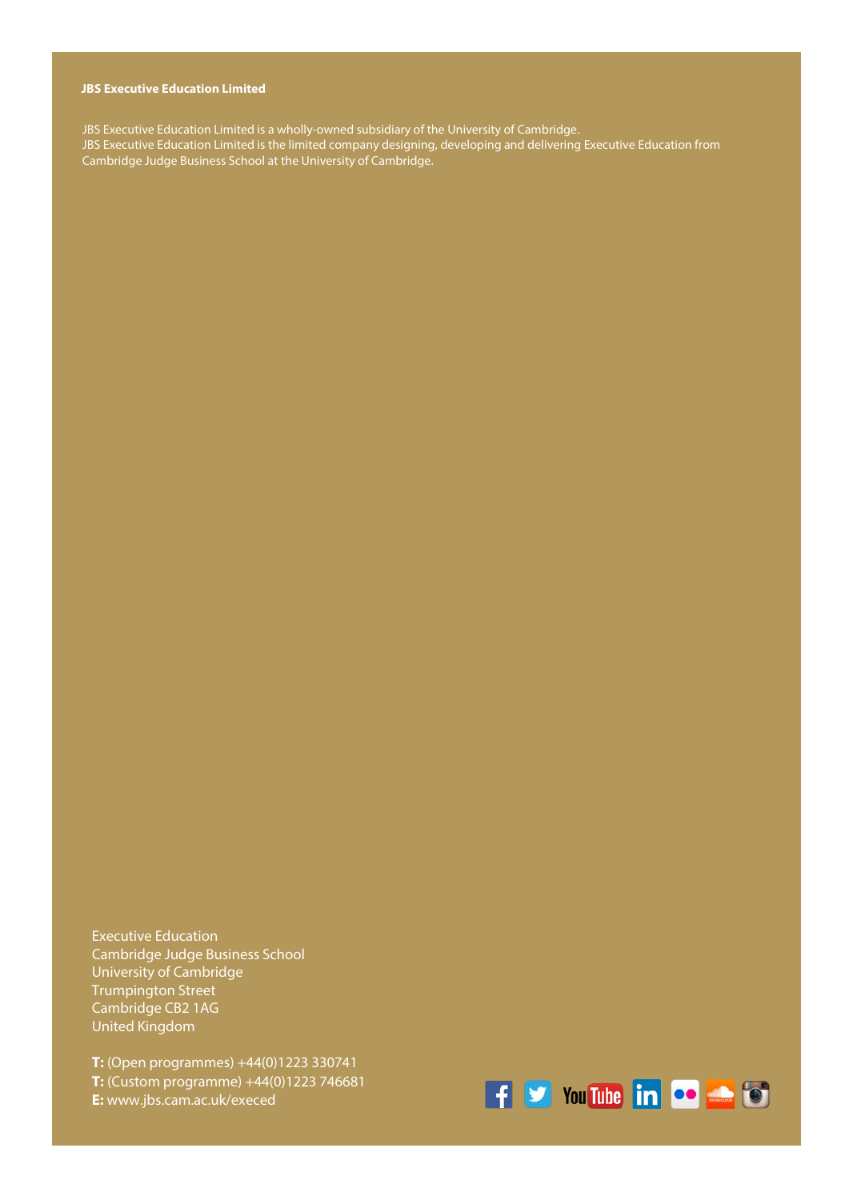**JBS Executive Education Limited**

JBS Executive Education Limited is a wholly-owned subsidiary of the University of Cambridge.
JBS Executive Education Limited is the limited company designing, developing and delivering Executive Education from Cambridge Judge Business School at the University of Cambridge.

Executive Education
Cambridge Judge Business School
University of Cambridge
Trumpington Street
Cambridge CB2 1AG
United Kingdom

**T:** (Open programmes) +44(0)1223 330741
**T:** (Custom programme) +44(0)1223 746681
**E:** www.jbs.cam.ac.uk/execed